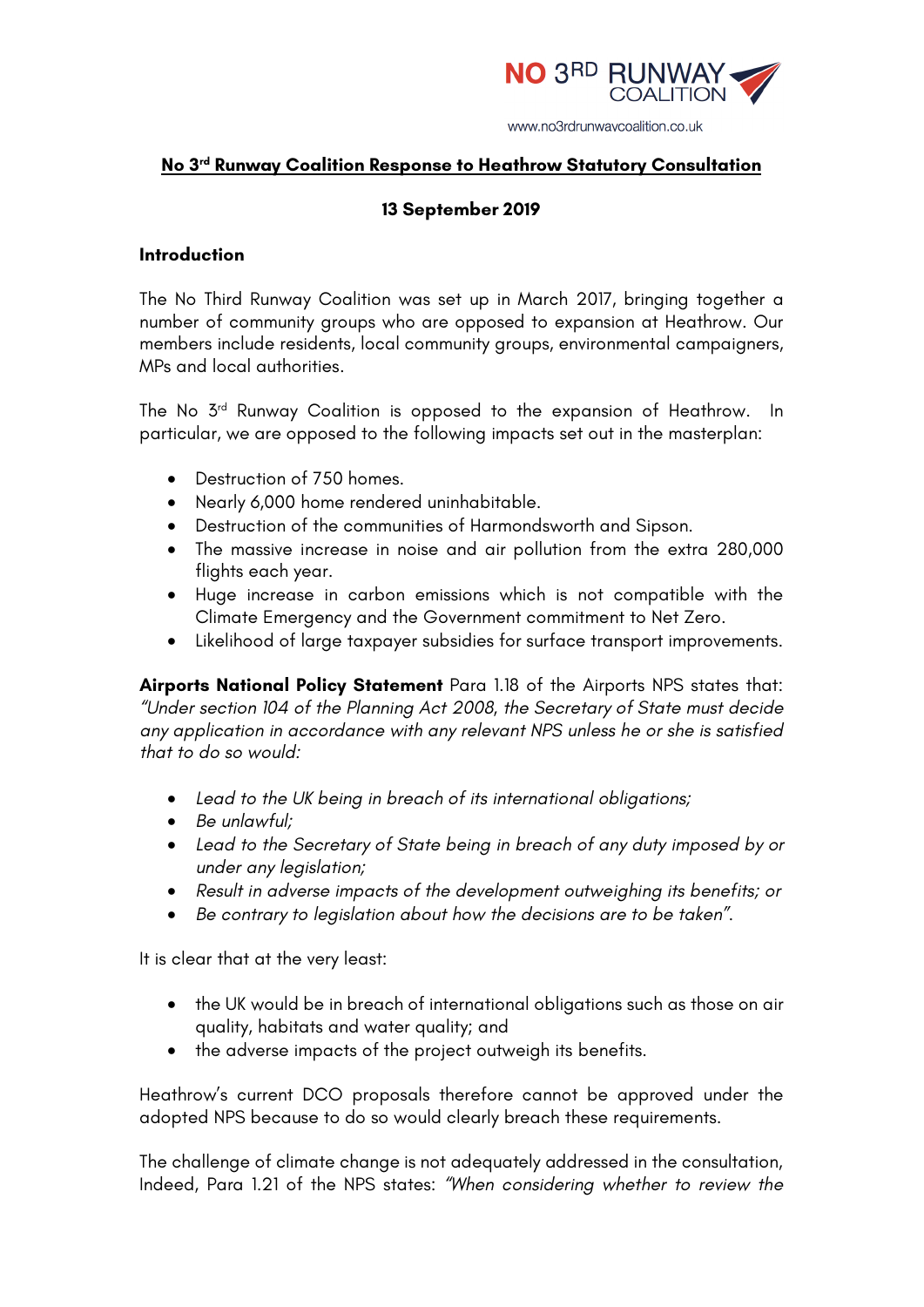NO 3RD RUNWAY COALITION

www.no3rdrunwaycoalition.co.uk

## No 3rd Runway Coalition Response to Heathrow Statutory Consultation

**13 September 2019**

### Introduction

The No Third Runway Coalition was set up in March 2017, bringing together a number of community groups who are opposed to expansion at Heathrow. Our members include residents, local community groups, environmental campaigners, MPs and local authorities.

The No 3rd Runway Coalition is opposed to the expansion of Heathrow. In particular, we are opposed to the following impacts set out in the masterplan:

- Destruction of 750 homes.
- Nearly 6,000 home rendered uninhabitable.
- Destruction of the communities of Harmondsworth and Sipson.
- The massive increase in noise and air pollution from the extra 280,000 flights each year.
- Huge increase in carbon emissions which is not compatible with the Climate Emergency and the Government commitment to Net Zero.
- Likelihood of large taxpayer subsidies for surface transport improvements.

**Airports National Policy Statement** Para 1.18 of the Airports NPS states that: *"Under section 104 of the Planning Act 2008, the Secretary of State must decide any application in accordance with any relevant NPS unless he or she is satisfied that to do so would:*

- *Lead to the UK being in breach of its international obligations;*
- *Be unlawful;*
- *Lead to the Secretary of State being in breach of any duty imposed by or under any legislation;*
- *Result in adverse impacts of the development outweighing its benefits; or*
- *Be contrary to legislation about how the decisions are to be taken".*

It is clear that at the very least:

- the UK would be in breach of international obligations such as those on air quality, habitats and water quality; and
- the adverse impacts of the project outweigh its benefits.

Heathrow's current DCO proposals therefore cannot be approved under the adopted NPS because to do so would clearly breach these requirements.

The challenge of climate change is not adequately addressed in the consultation, Indeed, Para 1.21 of the NPS states: *"When considering whether to review the*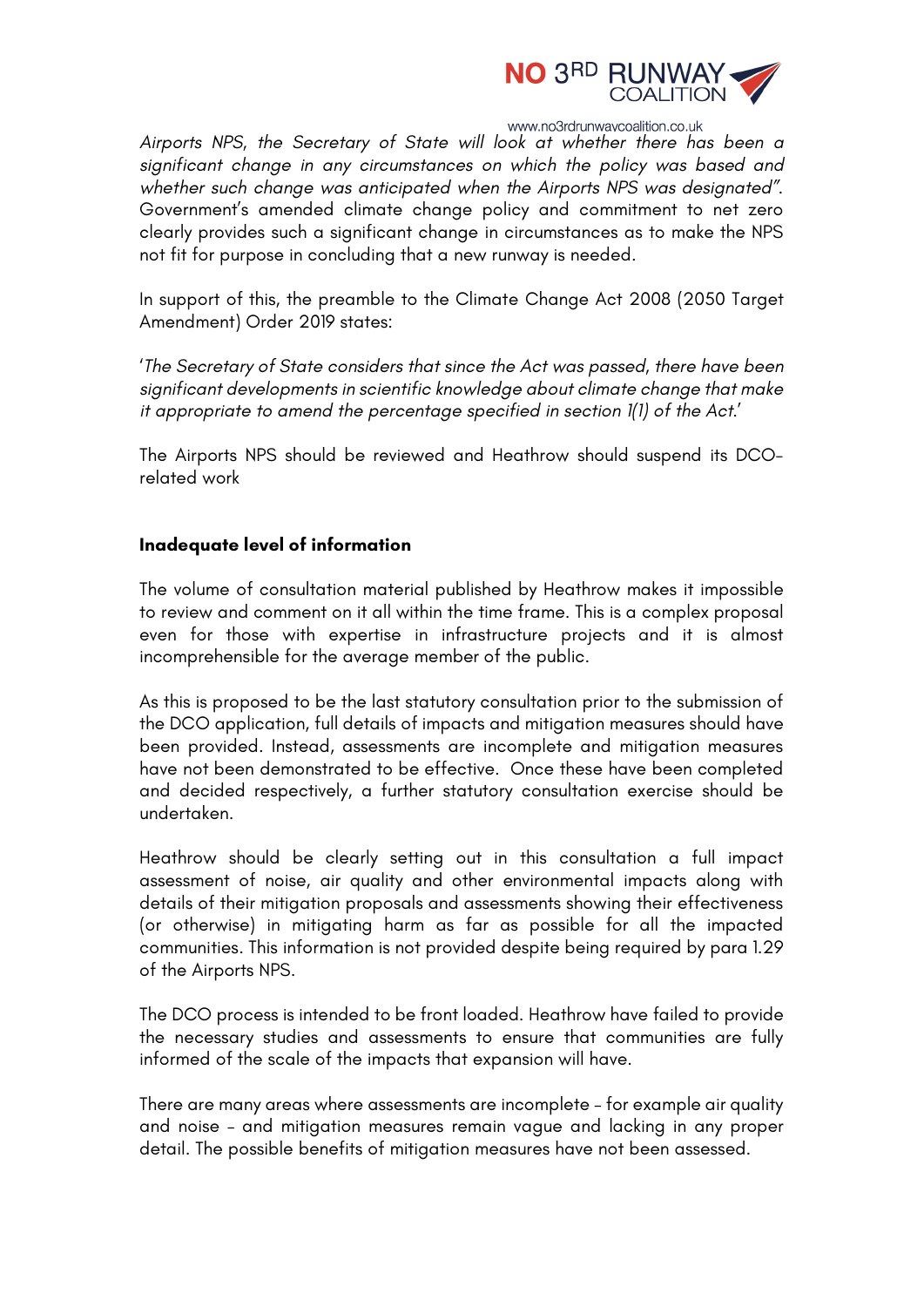*Airports NPS, the Secretary of State will look at whether there has been a significant change in any circumstances on which the policy was based and whether such change was anticipated when the Airports NPS was designated"*. Government's amended climate change policy and commitment to net zero clearly provides such a significant change in circumstances as to make the NPS not fit for purpose in concluding that a new runway is needed.

In support of this, the preamble to the Climate Change Act 2008 (2050 Target Amendment) Order 2019 states:

'*The Secretary of State considers that since the Act was passed, there have been significant developments in scientific knowledge about climate change that make it appropriate to amend the percentage specified in section 1(1) of the Act*.'

The Airports NPS should be reviewed and Heathrow should suspend its DCO-related work

**Inadequate level of information**

The volume of consultation material published by Heathrow makes it impossible to review and comment on it all within the time frame. This is a complex proposal even for those with expertise in infrastructure projects and it is almost incomprehensible for the average member of the public.

As this is proposed to be the last statutory consultation prior to the submission of the DCO application, full details of impacts and mitigation measures should have been provided. Instead, assessments are incomplete and mitigation measures have not been demonstrated to be effective. Once these have been completed and decided respectively, a further statutory consultation exercise should be undertaken.

Heathrow should be clearly setting out in this consultation a full impact assessment of noise, air quality and other environmental impacts along with details of their mitigation proposals and assessments showing their effectiveness (or otherwise) in mitigating harm as far as possible for all the impacted communities. This information is not provided despite being required by para 1.29 of the Airports NPS.

The DCO process is intended to be front loaded. Heathrow have failed to provide the necessary studies and assessments to ensure that communities are fully informed of the scale of the impacts that expansion will have.

There are many areas where assessments are incomplete – for example air quality and noise – and mitigation measures remain vague and lacking in any proper detail. The possible benefits of mitigation measures have not been assessed.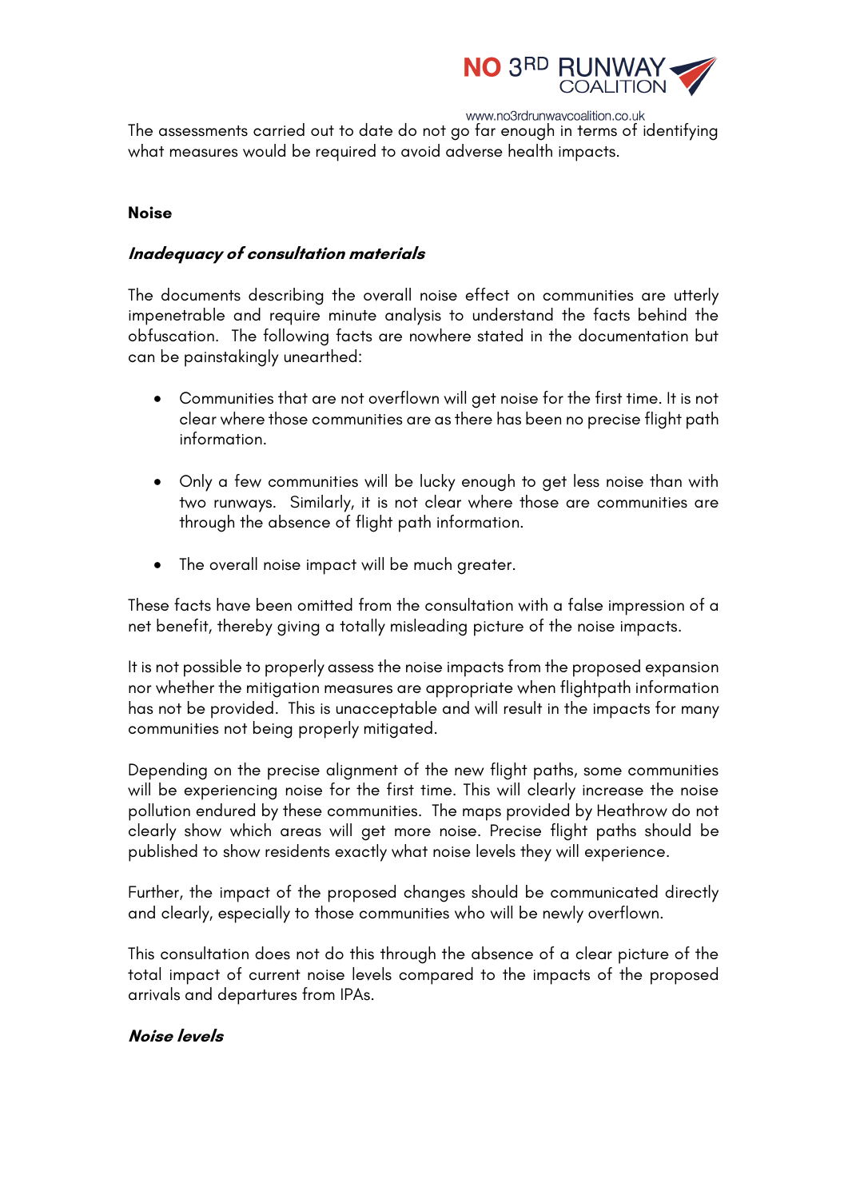The assessments carried out to date do not go far enough in terms of identifying what measures would be required to avoid adverse health impacts.

**Noise**

***Inadequacy of consultation materials***

The documents describing the overall noise effect on communities are utterly impenetrable and require minute analysis to understand the facts behind the obfuscation. The following facts are nowhere stated in the documentation but can be painstakingly unearthed:

- Communities that are not overflown will get noise for the first time. It is not clear where those communities are as there has been no precise flight path information.
- Only a few communities will be lucky enough to get less noise than with two runways. Similarly, it is not clear where those are communities are through the absence of flight path information.
- The overall noise impact will be much greater.

These facts have been omitted from the consultation with a false impression of a net benefit, thereby giving a totally misleading picture of the noise impacts.

It is not possible to properly assess the noise impacts from the proposed expansion nor whether the mitigation measures are appropriate when flightpath information has not be provided. This is unacceptable and will result in the impacts for many communities not being properly mitigated.

Depending on the precise alignment of the new flight paths, some communities will be experiencing noise for the first time. This will clearly increase the noise pollution endured by these communities. The maps provided by Heathrow do not clearly show which areas will get more noise. Precise flight paths should be published to show residents exactly what noise levels they will experience.

Further, the impact of the proposed changes should be communicated directly and clearly, especially to those communities who will be newly overflown.

This consultation does not do this through the absence of a clear picture of the total impact of current noise levels compared to the impacts of the proposed arrivals and departures from IPAs.

***Noise levels***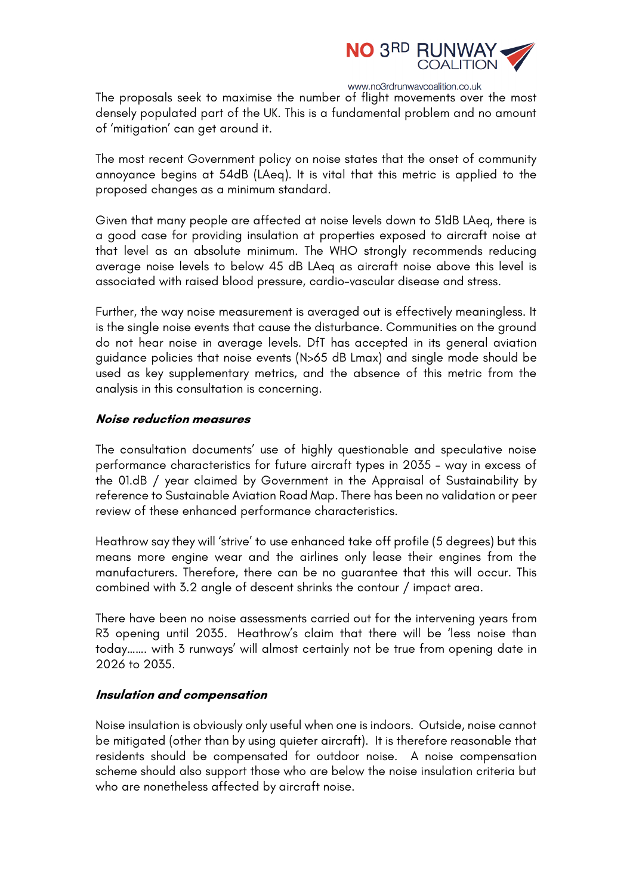The proposals seek to maximise the number of flight movements over the most densely populated part of the UK. This is a fundamental problem and no amount of 'mitigation' can get around it.

The most recent Government policy on noise states that the onset of community annoyance begins at 54dB (LAeq). It is vital that this metric is applied to the proposed changes as a minimum standard.

Given that many people are affected at noise levels down to 51dB LAeq, there is a good case for providing insulation at properties exposed to aircraft noise at that level as an absolute minimum. The WHO strongly recommends reducing average noise levels to below 45 dB LAeq as aircraft noise above this level is associated with raised blood pressure, cardio-vascular disease and stress.

Further, the way noise measurement is averaged out is effectively meaningless. It is the single noise events that cause the disturbance. Communities on the ground do not hear noise in average levels. DfT has accepted in its general aviation guidance policies that noise events (N>65 dB Lmax) and single mode should be used as key supplementary metrics, and the absence of this metric from the analysis in this consultation is concerning.

***Noise reduction measures***

The consultation documents' use of highly questionable and speculative noise performance characteristics for future aircraft types in 2035 – way in excess of the 01.dB / year claimed by Government in the Appraisal of Sustainability by reference to Sustainable Aviation Road Map. There has been no validation or peer review of these enhanced performance characteristics.

Heathrow say they will 'strive' to use enhanced take off profile (5 degrees) but this means more engine wear and the airlines only lease their engines from the manufacturers. Therefore, there can be no guarantee that this will occur. This combined with 3.2 angle of descent shrinks the contour / impact area.

There have been no noise assessments carried out for the intervening years from R3 opening until 2035. Heathrow's claim that there will be 'less noise than today……. with 3 runways' will almost certainly not be true from opening date in 2026 to 2035.

***Insulation and compensation***

Noise insulation is obviously only useful when one is indoors. Outside, noise cannot be mitigated (other than by using quieter aircraft). It is therefore reasonable that residents should be compensated for outdoor noise. A noise compensation scheme should also support those who are below the noise insulation criteria but who are nonetheless affected by aircraft noise.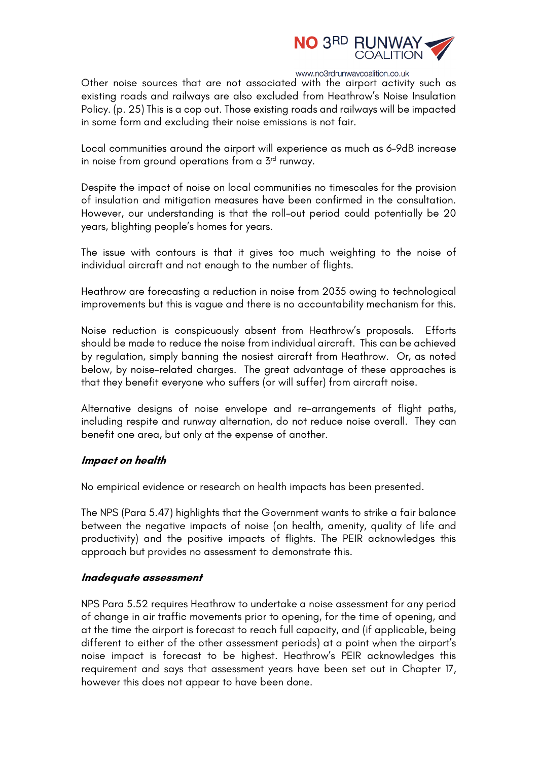Other noise sources that are not associated with the airport activity such as existing roads and railways are also excluded from Heathrow's Noise Insulation Policy. (p. 25) This is a cop out. Those existing roads and railways will be impacted in some form and excluding their noise emissions is not fair.

Local communities around the airport will experience as much as 6-9dB increase in noise from ground operations from a 3rd runway.

Despite the impact of noise on local communities no timescales for the provision of insulation and mitigation measures have been confirmed in the consultation. However, our understanding is that the roll-out period could potentially be 20 years, blighting people's homes for years.

The issue with contours is that it gives too much weighting to the noise of individual aircraft and not enough to the number of flights.

Heathrow are forecasting a reduction in noise from 2035 owing to technological improvements but this is vague and there is no accountability mechanism for this.

Noise reduction is conspicuously absent from Heathrow's proposals. Efforts should be made to reduce the noise from individual aircraft. This can be achieved by regulation, simply banning the nosiest aircraft from Heathrow. Or, as noted below, by noise-related charges. The great advantage of these approaches is that they benefit everyone who suffers (or will suffer) from aircraft noise.

Alternative designs of noise envelope and re-arrangements of flight paths, including respite and runway alternation, do not reduce noise overall. They can benefit one area, but only at the expense of another.

***Impact on health***

No empirical evidence or research on health impacts has been presented.

The NPS (Para 5.47) highlights that the Government wants to strike a fair balance between the negative impacts of noise (on health, amenity, quality of life and productivity) and the positive impacts of flights. The PEIR acknowledges this approach but provides no assessment to demonstrate this.

***Inadequate assessment***

NPS Para 5.52 requires Heathrow to undertake a noise assessment for any period of change in air traffic movements prior to opening, for the time of opening, and at the time the airport is forecast to reach full capacity, and (if applicable, being different to either of the other assessment periods) at a point when the airport's noise impact is forecast to be highest. Heathrow's PEIR acknowledges this requirement and says that assessment years have been set out in Chapter 17, however this does not appear to have been done.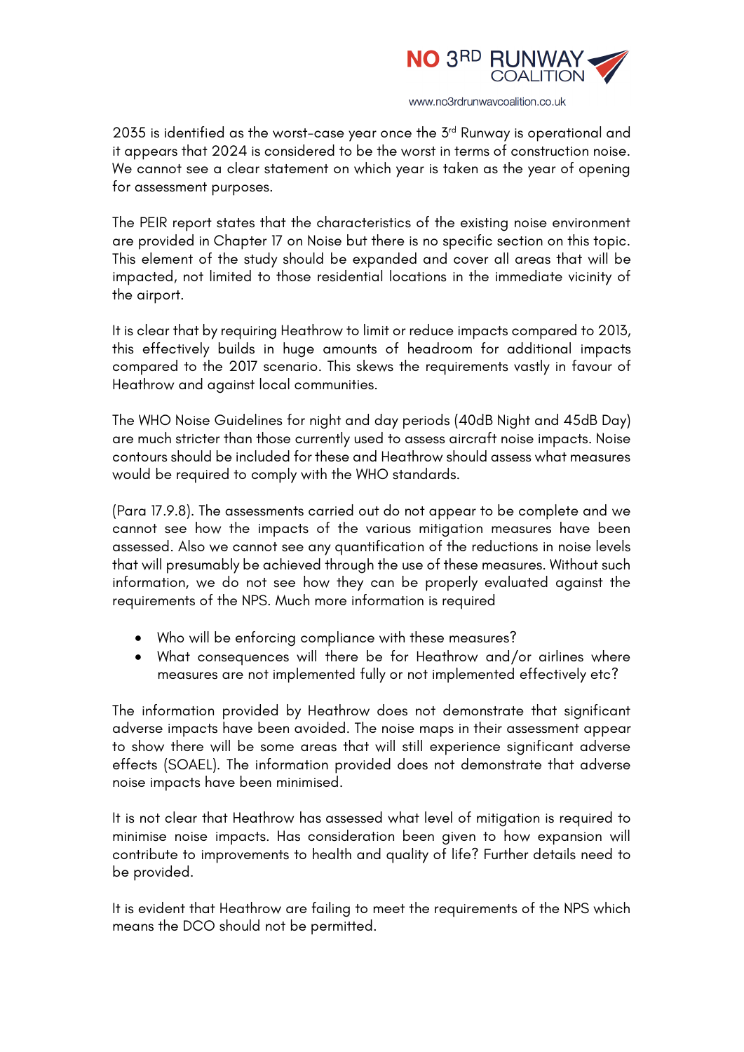2035 is identified as the worst-case year once the 3rd Runway is operational and it appears that 2024 is considered to be the worst in terms of construction noise. We cannot see a clear statement on which year is taken as the year of opening for assessment purposes.

The PEIR report states that the characteristics of the existing noise environment are provided in Chapter 17 on Noise but there is no specific section on this topic. This element of the study should be expanded and cover all areas that will be impacted, not limited to those residential locations in the immediate vicinity of the airport.

It is clear that by requiring Heathrow to limit or reduce impacts compared to 2013, this effectively builds in huge amounts of headroom for additional impacts compared to the 2017 scenario. This skews the requirements vastly in favour of Heathrow and against local communities.

The WHO Noise Guidelines for night and day periods (40dB Night and 45dB Day) are much stricter than those currently used to assess aircraft noise impacts. Noise contours should be included for these and Heathrow should assess what measures would be required to comply with the WHO standards.

(Para 17.9.8). The assessments carried out do not appear to be complete and we cannot see how the impacts of the various mitigation measures have been assessed. Also we cannot see any quantification of the reductions in noise levels that will presumably be achieved through the use of these measures. Without such information, we do not see how they can be properly evaluated against the requirements of the NPS. Much more information is required

- Who will be enforcing compliance with these measures?
- What consequences will there be for Heathrow and/or airlines where measures are not implemented fully or not implemented effectively etc?

The information provided by Heathrow does not demonstrate that significant adverse impacts have been avoided. The noise maps in their assessment appear to show there will be some areas that will still experience significant adverse effects (SOAEL). The information provided does not demonstrate that adverse noise impacts have been minimised.

It is not clear that Heathrow has assessed what level of mitigation is required to minimise noise impacts. Has consideration been given to how expansion will contribute to improvements to health and quality of life? Further details need to be provided.

It is evident that Heathrow are failing to meet the requirements of the NPS which means the DCO should not be permitted.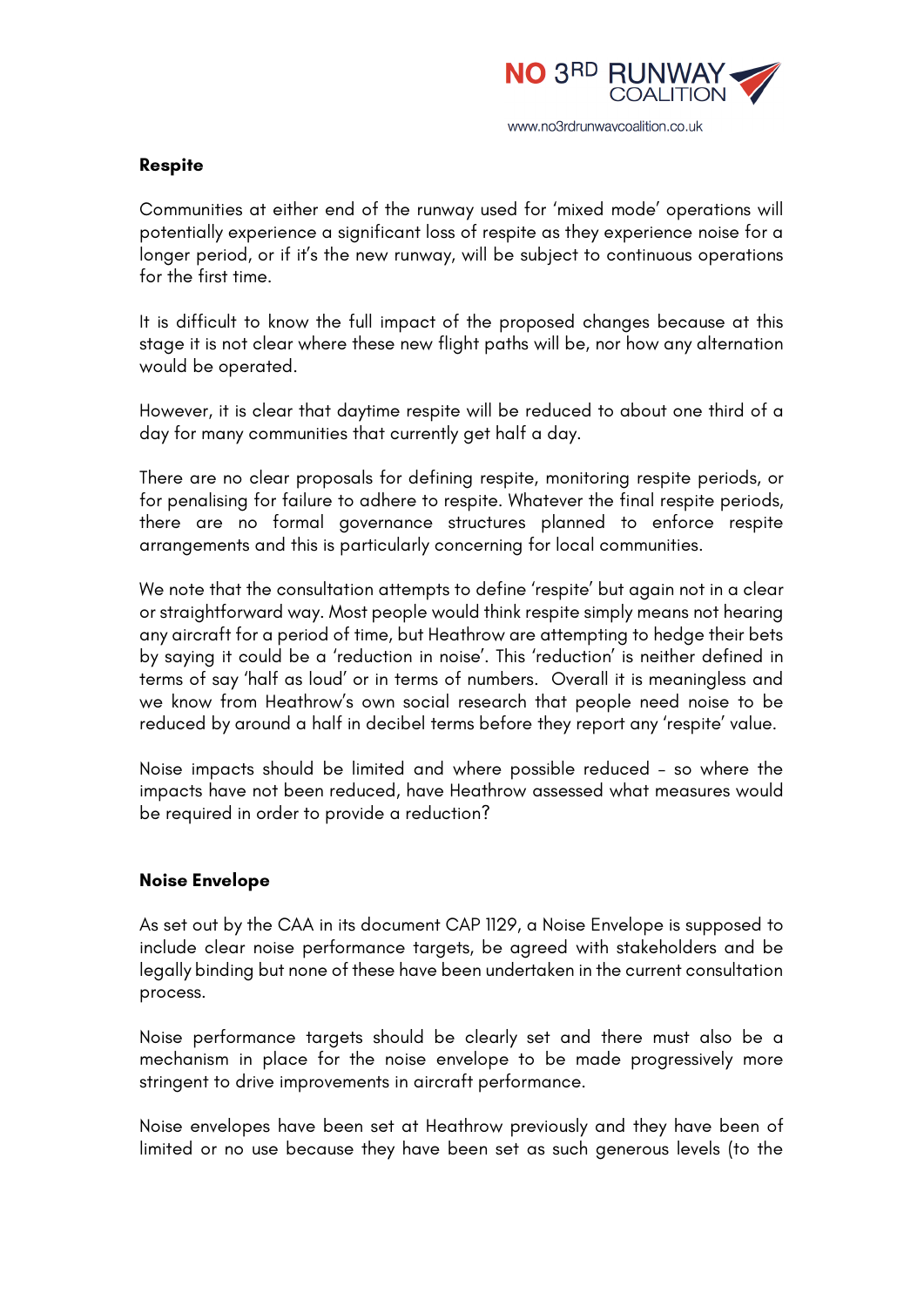**Respite**

Communities at either end of the runway used for 'mixed mode' operations will potentially experience a significant loss of respite as they experience noise for a longer period, or if it's the new runway, will be subject to continuous operations for the first time.

It is difficult to know the full impact of the proposed changes because at this stage it is not clear where these new flight paths will be, nor how any alternation would be operated.

However, it is clear that daytime respite will be reduced to about one third of a day for many communities that currently get half a day.

There are no clear proposals for defining respite, monitoring respite periods, or for penalising for failure to adhere to respite. Whatever the final respite periods, there are no formal governance structures planned to enforce respite arrangements and this is particularly concerning for local communities.

We note that the consultation attempts to define 'respite' but again not in a clear or straightforward way. Most people would think respite simply means not hearing any aircraft for a period of time, but Heathrow are attempting to hedge their bets by saying it could be a 'reduction in noise'. This 'reduction' is neither defined in terms of say 'half as loud' or in terms of numbers. Overall it is meaningless and we know from Heathrow's own social research that people need noise to be reduced by around a half in decibel terms before they report any 'respite' value.

Noise impacts should be limited and where possible reduced – so where the impacts have not been reduced, have Heathrow assessed what measures would be required in order to provide a reduction?

**Noise Envelope**

As set out by the CAA in its document CAP 1129, a Noise Envelope is supposed to include clear noise performance targets, be agreed with stakeholders and be legally binding but none of these have been undertaken in the current consultation process.

Noise performance targets should be clearly set and there must also be a mechanism in place for the noise envelope to be made progressively more stringent to drive improvements in aircraft performance.

Noise envelopes have been set at Heathrow previously and they have been of limited or no use because they have been set as such generous levels (to the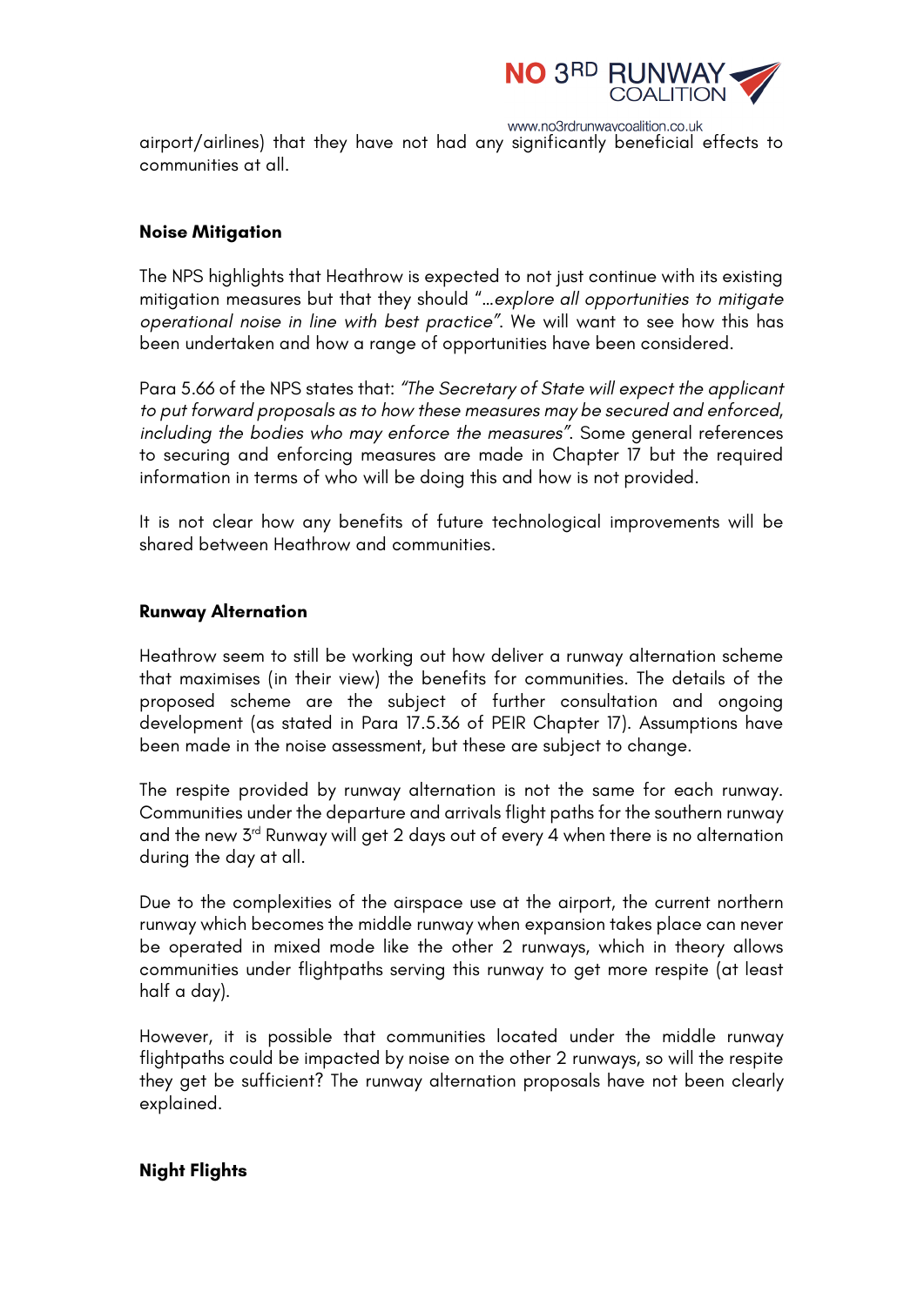airport/airlines) that they have not had any significantly beneficial effects to communities at all.

**Noise Mitigation**

The NPS highlights that Heathrow is expected to not just continue with its existing mitigation measures but that they should "*…explore all opportunities to mitigate operational noise in line with best practice*". We will want to see how this has been undertaken and how a range of opportunities have been considered.

Para 5.66 of the NPS states that: *"The Secretary of State will expect the applicant to put forward proposals as to how these measures may be secured and enforced, including the bodies who may enforce the measures"*. Some general references to securing and enforcing measures are made in Chapter 17 but the required information in terms of who will be doing this and how is not provided.

It is not clear how any benefits of future technological improvements will be shared between Heathrow and communities.

**Runway Alternation**

Heathrow seem to still be working out how deliver a runway alternation scheme that maximises (in their view) the benefits for communities. The details of the proposed scheme are the subject of further consultation and ongoing development (as stated in Para 17.5.36 of PEIR Chapter 17). Assumptions have been made in the noise assessment, but these are subject to change.

The respite provided by runway alternation is not the same for each runway. Communities under the departure and arrivals flight paths for the southern runway and the new 3rd Runway will get 2 days out of every 4 when there is no alternation during the day at all.

Due to the complexities of the airspace use at the airport, the current northern runway which becomes the middle runway when expansion takes place can never be operated in mixed mode like the other 2 runways, which in theory allows communities under flightpaths serving this runway to get more respite (at least half a day).

However, it is possible that communities located under the middle runway flightpaths could be impacted by noise on the other 2 runways, so will the respite they get be sufficient? The runway alternation proposals have not been clearly explained.

**Night Flights**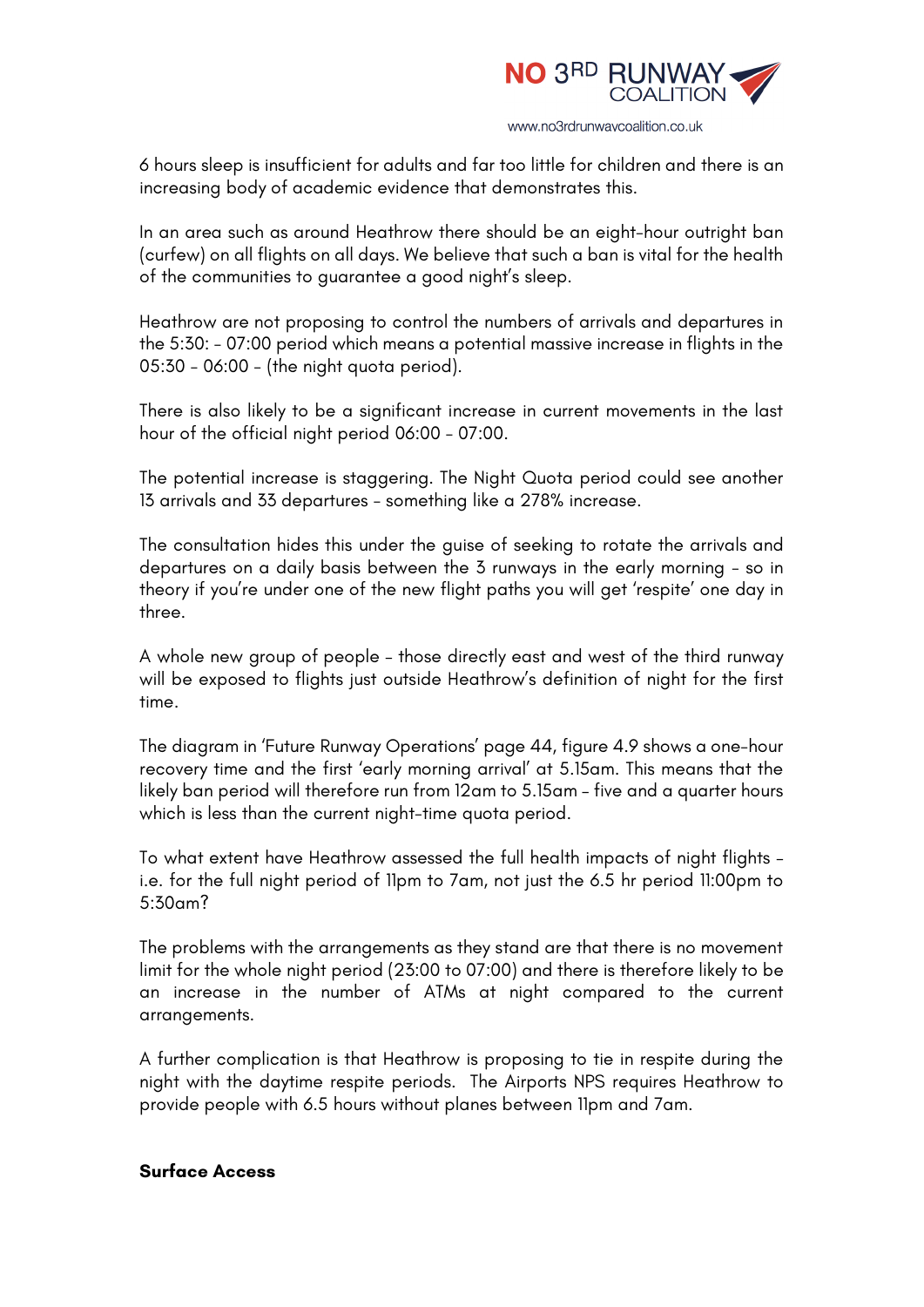6 hours sleep is insufficient for adults and far too little for children and there is an increasing body of academic evidence that demonstrates this.

In an area such as around Heathrow there should be an eight-hour outright ban (curfew) on all flights on all days. We believe that such a ban is vital for the health of the communities to guarantee a good night's sleep.

Heathrow are not proposing to control the numbers of arrivals and departures in the 5:30: - 07:00 period which means a potential massive increase in flights in the 05:30 - 06:00 - (the night quota period).

There is also likely to be a significant increase in current movements in the last hour of the official night period 06:00 - 07:00.

The potential increase is staggering. The Night Quota period could see another 13 arrivals and 33 departures - something like a 278% increase.

The consultation hides this under the guise of seeking to rotate the arrivals and departures on a daily basis between the 3 runways in the early morning - so in theory if you're under one of the new flight paths you will get 'respite' one day in three.

A whole new group of people - those directly east and west of the third runway will be exposed to flights just outside Heathrow's definition of night for the first time.

The diagram in 'Future Runway Operations' page 44, figure 4.9 shows a one-hour recovery time and the first 'early morning arrival' at 5.15am. This means that the likely ban period will therefore run from 12am to 5.15am - five and a quarter hours which is less than the current night-time quota period.

To what extent have Heathrow assessed the full health impacts of night flights - i.e. for the full night period of 11pm to 7am, not just the 6.5 hr period 11:00pm to 5:30am?

The problems with the arrangements as they stand are that there is no movement limit for the whole night period (23:00 to 07:00) and there is therefore likely to be an increase in the number of ATMs at night compared to the current arrangements.

A further complication is that Heathrow is proposing to tie in respite during the night with the daytime respite periods. The Airports NPS requires Heathrow to provide people with 6.5 hours without planes between 11pm and 7am.

**Surface Access**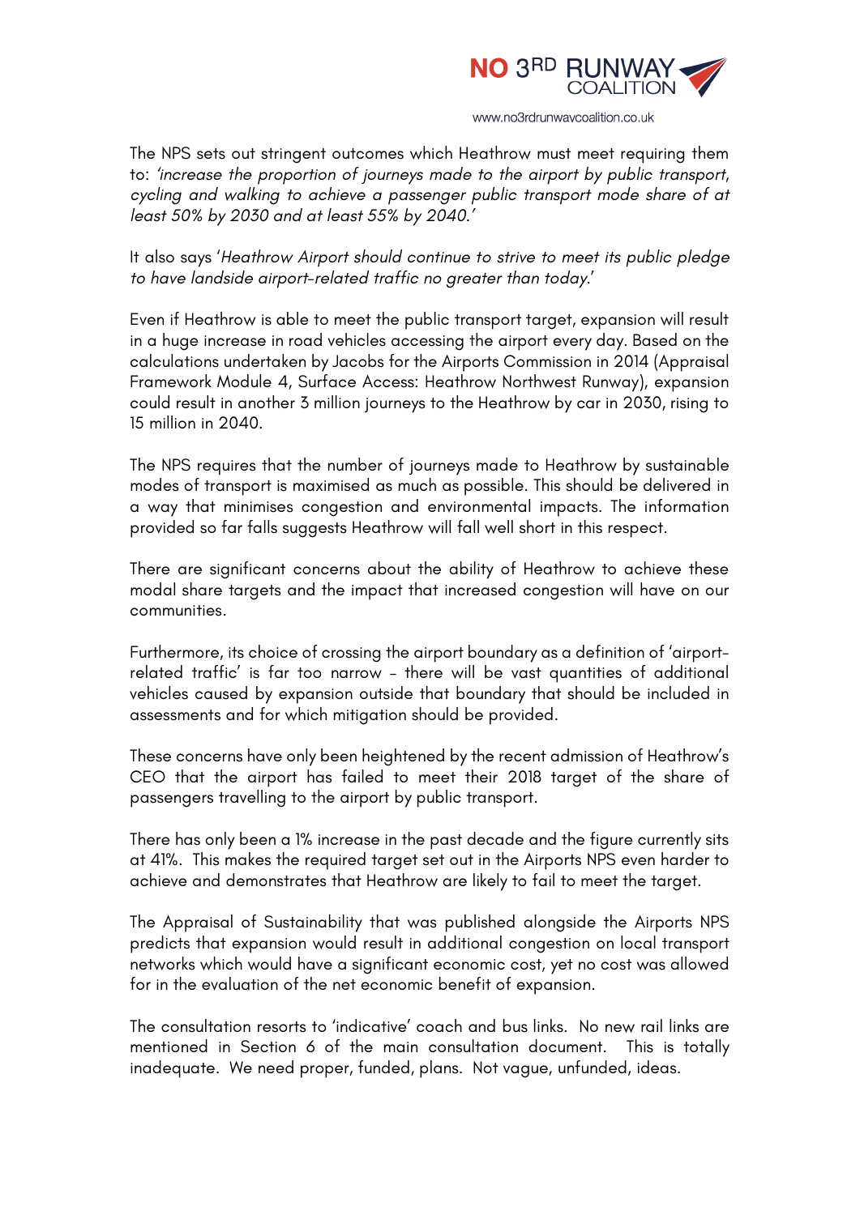The NPS sets out stringent outcomes which Heathrow must meet requiring them to: *'increase the proportion of journeys made to the airport by public transport, cycling and walking to achieve a passenger public transport mode share of at least 50% by 2030 and at least 55% by 2040.'*

It also says '*Heathrow Airport should continue to strive to meet its public pledge to have landside airport-related traffic no greater than today.*'

Even if Heathrow is able to meet the public transport target, expansion will result in a huge increase in road vehicles accessing the airport every day. Based on the calculations undertaken by Jacobs for the Airports Commission in 2014 (Appraisal Framework Module 4, Surface Access: Heathrow Northwest Runway), expansion could result in another 3 million journeys to the Heathrow by car in 2030, rising to 15 million in 2040.

The NPS requires that the number of journeys made to Heathrow by sustainable modes of transport is maximised as much as possible. This should be delivered in a way that minimises congestion and environmental impacts. The information provided so far falls suggests Heathrow will fall well short in this respect.

There are significant concerns about the ability of Heathrow to achieve these modal share targets and the impact that increased congestion will have on our communities.

Furthermore, its choice of crossing the airport boundary as a definition of 'airport-related traffic' is far too narrow – there will be vast quantities of additional vehicles caused by expansion outside that boundary that should be included in assessments and for which mitigation should be provided.

These concerns have only been heightened by the recent admission of Heathrow's CEO that the airport has failed to meet their 2018 target of the share of passengers travelling to the airport by public transport.

There has only been a 1% increase in the past decade and the figure currently sits at 41%. This makes the required target set out in the Airports NPS even harder to achieve and demonstrates that Heathrow are likely to fail to meet the target.

The Appraisal of Sustainability that was published alongside the Airports NPS predicts that expansion would result in additional congestion on local transport networks which would have a significant economic cost, yet no cost was allowed for in the evaluation of the net economic benefit of expansion.

The consultation resorts to 'indicative' coach and bus links. No new rail links are mentioned in Section 6 of the main consultation document. This is totally inadequate. We need proper, funded, plans. Not vague, unfunded, ideas.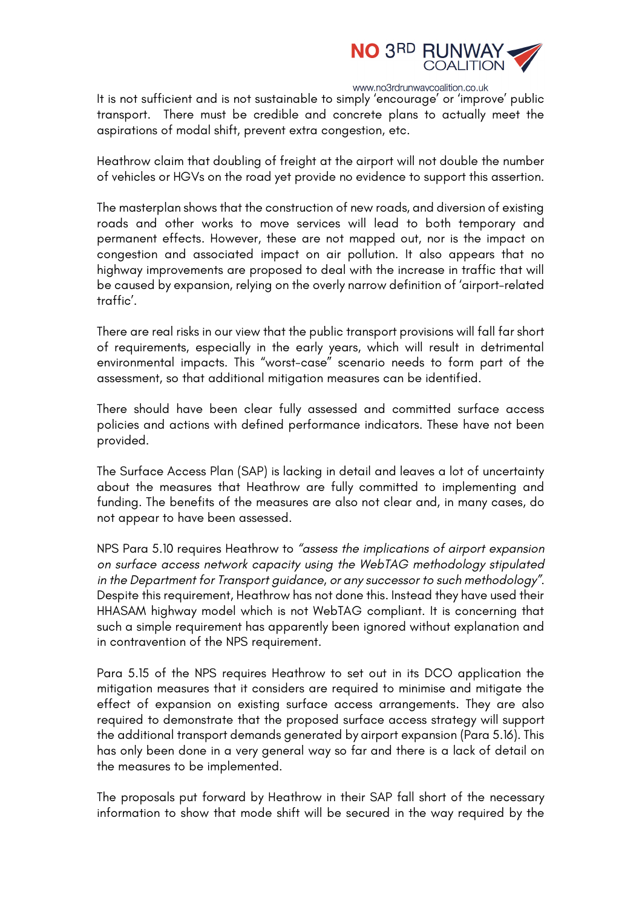It is not sufficient and is not sustainable to simply 'encourage' or 'improve' public transport. There must be credible and concrete plans to actually meet the aspirations of modal shift, prevent extra congestion, etc.

Heathrow claim that doubling of freight at the airport will not double the number of vehicles or HGVs on the road yet provide no evidence to support this assertion.

The masterplan shows that the construction of new roads, and diversion of existing roads and other works to move services will lead to both temporary and permanent effects. However, these are not mapped out, nor is the impact on congestion and associated impact on air pollution. It also appears that no highway improvements are proposed to deal with the increase in traffic that will be caused by expansion, relying on the overly narrow definition of 'airport-related traffic'.

There are real risks in our view that the public transport provisions will fall far short of requirements, especially in the early years, which will result in detrimental environmental impacts. This "worst-case" scenario needs to form part of the assessment, so that additional mitigation measures can be identified.

There should have been clear fully assessed and committed surface access policies and actions with defined performance indicators. These have not been provided.

The Surface Access Plan (SAP) is lacking in detail and leaves a lot of uncertainty about the measures that Heathrow are fully committed to implementing and funding. The benefits of the measures are also not clear and, in many cases, do not appear to have been assessed.

NPS Para 5.10 requires Heathrow to *"assess the implications of airport expansion on surface access network capacity using the WebTAG methodology stipulated in the Department for Transport guidance, or any successor to such methodology"*. Despite this requirement, Heathrow has not done this. Instead they have used their HHASAM highway model which is not WebTAG compliant. It is concerning that such a simple requirement has apparently been ignored without explanation and in contravention of the NPS requirement.

Para 5.15 of the NPS requires Heathrow to set out in its DCO application the mitigation measures that it considers are required to minimise and mitigate the effect of expansion on existing surface access arrangements. They are also required to demonstrate that the proposed surface access strategy will support the additional transport demands generated by airport expansion (Para 5.16). This has only been done in a very general way so far and there is a lack of detail on the measures to be implemented.

The proposals put forward by Heathrow in their SAP fall short of the necessary information to show that mode shift will be secured in the way required by the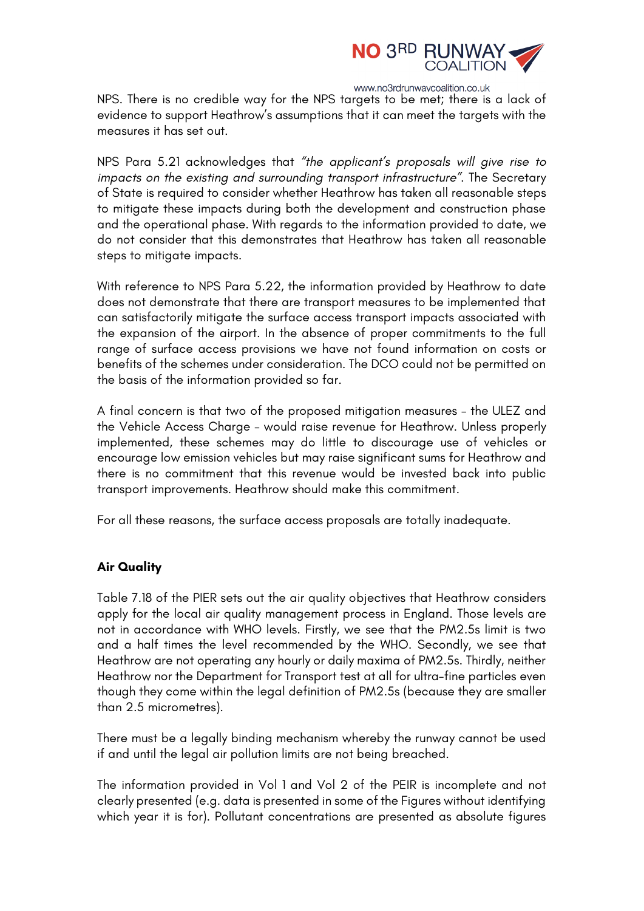NPS. There is no credible way for the NPS targets to be met; there is a lack of evidence to support Heathrow's assumptions that it can meet the targets with the measures it has set out.

NPS Para 5.21 acknowledges that *"the applicant's proposals will give rise to impacts on the existing and surrounding transport infrastructure"*. The Secretary of State is required to consider whether Heathrow has taken all reasonable steps to mitigate these impacts during both the development and construction phase and the operational phase. With regards to the information provided to date, we do not consider that this demonstrates that Heathrow has taken all reasonable steps to mitigate impacts.

With reference to NPS Para 5.22, the information provided by Heathrow to date does not demonstrate that there are transport measures to be implemented that can satisfactorily mitigate the surface access transport impacts associated with the expansion of the airport. In the absence of proper commitments to the full range of surface access provisions we have not found information on costs or benefits of the schemes under consideration. The DCO could not be permitted on the basis of the information provided so far.

A final concern is that two of the proposed mitigation measures – the ULEZ and the Vehicle Access Charge – would raise revenue for Heathrow. Unless properly implemented, these schemes may do little to discourage use of vehicles or encourage low emission vehicles but may raise significant sums for Heathrow and there is no commitment that this revenue would be invested back into public transport improvements. Heathrow should make this commitment.

For all these reasons, the surface access proposals are totally inadequate.

**Air Quality**

Table 7.18 of the PIER sets out the air quality objectives that Heathrow considers apply for the local air quality management process in England. Those levels are not in accordance with WHO levels. Firstly, we see that the PM2.5s limit is two and a half times the level recommended by the WHO. Secondly, we see that Heathrow are not operating any hourly or daily maxima of PM2.5s. Thirdly, neither Heathrow nor the Department for Transport test at all for ultra-fine particles even though they come within the legal definition of PM2.5s (because they are smaller than 2.5 micrometres).

There must be a legally binding mechanism whereby the runway cannot be used if and until the legal air pollution limits are not being breached.

The information provided in Vol 1 and Vol 2 of the PEIR is incomplete and not clearly presented (e.g. data is presented in some of the Figures without identifying which year it is for). Pollutant concentrations are presented as absolute figures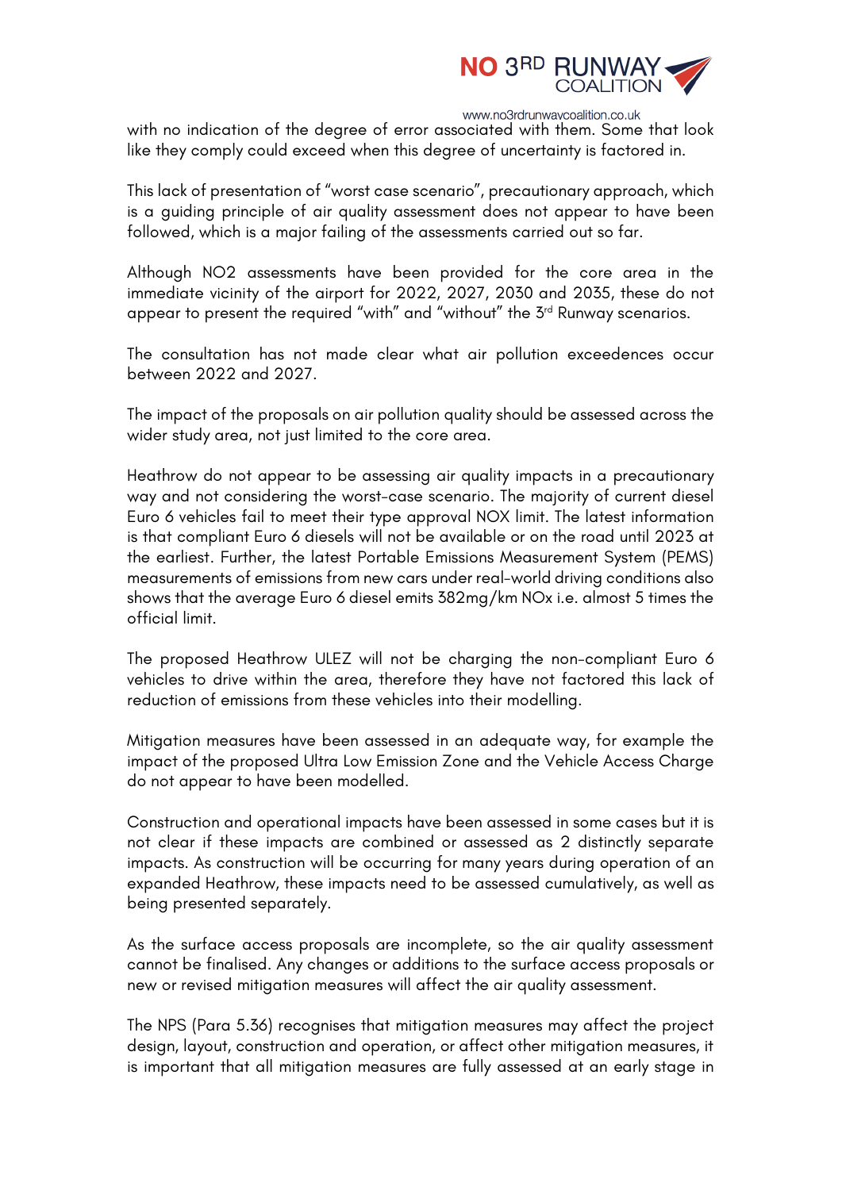with no indication of the degree of error associated with them. Some that look like they comply could exceed when this degree of uncertainty is factored in.

This lack of presentation of "worst case scenario", precautionary approach, which is a guiding principle of air quality assessment does not appear to have been followed, which is a major failing of the assessments carried out so far.

Although NO2 assessments have been provided for the core area in the immediate vicinity of the airport for 2022, 2027, 2030 and 2035, these do not appear to present the required "with" and "without" the 3rd Runway scenarios.

The consultation has not made clear what air pollution exceedences occur between 2022 and 2027.

The impact of the proposals on air pollution quality should be assessed across the wider study area, not just limited to the core area.

Heathrow do not appear to be assessing air quality impacts in a precautionary way and not considering the worst-case scenario. The majority of current diesel Euro 6 vehicles fail to meet their type approval NOX limit. The latest information is that compliant Euro 6 diesels will not be available or on the road until 2023 at the earliest. Further, the latest Portable Emissions Measurement System (PEMS) measurements of emissions from new cars under real-world driving conditions also shows that the average Euro 6 diesel emits 382mg/km NOx i.e. almost 5 times the official limit.

The proposed Heathrow ULEZ will not be charging the non-compliant Euro 6 vehicles to drive within the area, therefore they have not factored this lack of reduction of emissions from these vehicles into their modelling.

Mitigation measures have been assessed in an adequate way, for example the impact of the proposed Ultra Low Emission Zone and the Vehicle Access Charge do not appear to have been modelled.

Construction and operational impacts have been assessed in some cases but it is not clear if these impacts are combined or assessed as 2 distinctly separate impacts. As construction will be occurring for many years during operation of an expanded Heathrow, these impacts need to be assessed cumulatively, as well as being presented separately.

As the surface access proposals are incomplete, so the air quality assessment cannot be finalised. Any changes or additions to the surface access proposals or new or revised mitigation measures will affect the air quality assessment.

The NPS (Para 5.36) recognises that mitigation measures may affect the project design, layout, construction and operation, or affect other mitigation measures, it is important that all mitigation measures are fully assessed at an early stage in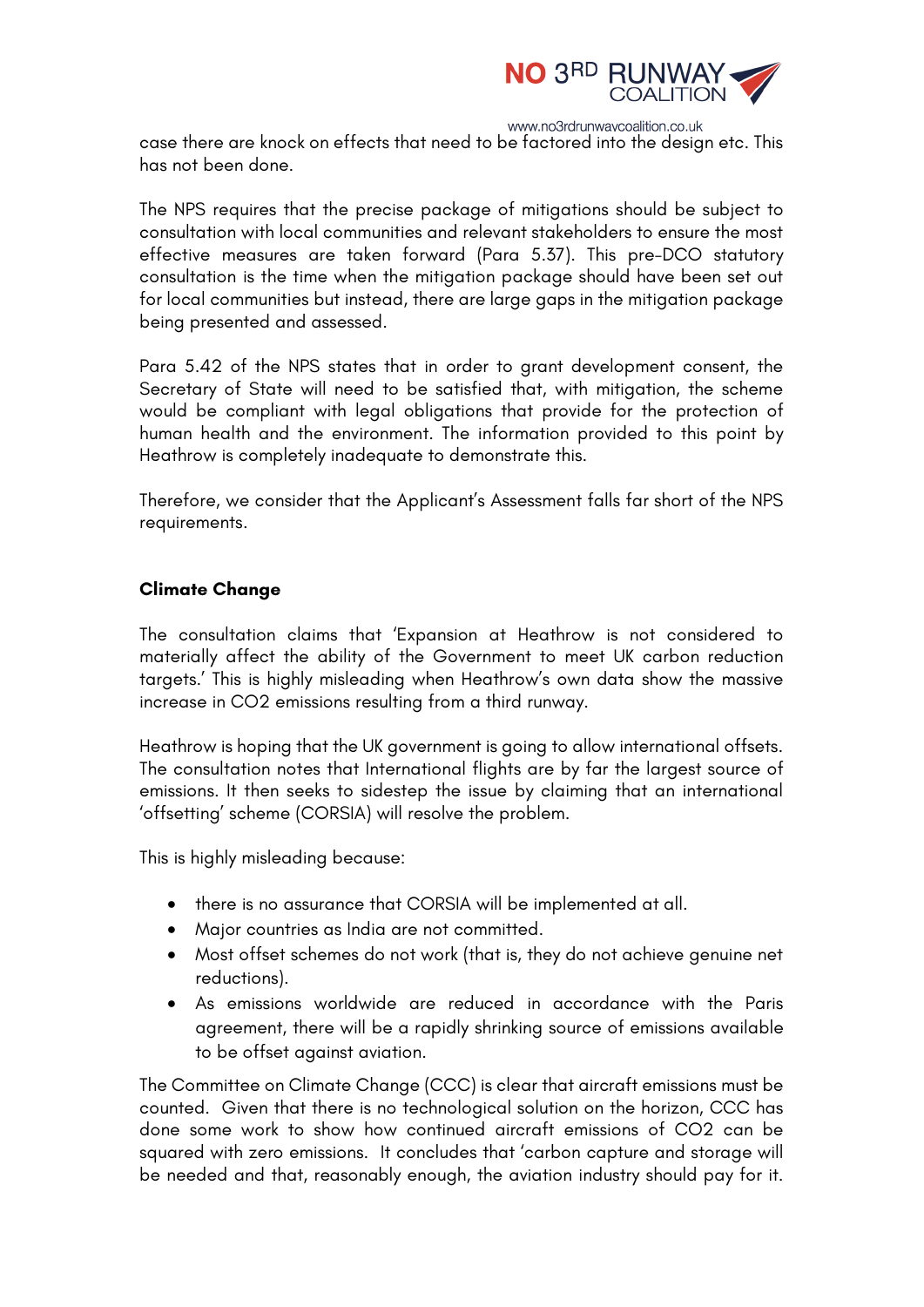case there are knock on effects that need to be factored into the design etc. This has not been done.

The NPS requires that the precise package of mitigations should be subject to consultation with local communities and relevant stakeholders to ensure the most effective measures are taken forward (Para 5.37). This pre-DCO statutory consultation is the time when the mitigation package should have been set out for local communities but instead, there are large gaps in the mitigation package being presented and assessed.

Para 5.42 of the NPS states that in order to grant development consent, the Secretary of State will need to be satisfied that, with mitigation, the scheme would be compliant with legal obligations that provide for the protection of human health and the environment. The information provided to this point by Heathrow is completely inadequate to demonstrate this.

Therefore, we consider that the Applicant's Assessment falls far short of the NPS requirements.

**Climate Change**

The consultation claims that 'Expansion at Heathrow is not considered to materially affect the ability of the Government to meet UK carbon reduction targets.' This is highly misleading when Heathrow's own data show the massive increase in $CO_2$ emissions resulting from a third runway.

Heathrow is hoping that the UK government is going to allow international offsets. The consultation notes that International flights are by far the largest source of emissions. It then seeks to sidestep the issue by claiming that an international 'offsetting' scheme (CORSIA) will resolve the problem.

This is highly misleading because:

- there is no assurance that CORSIA will be implemented at all.
- Major countries as India are not committed.
- Most offset schemes do not work (that is, they do not achieve genuine net reductions).
- As emissions worldwide are reduced in accordance with the Paris agreement, there will be a rapidly shrinking source of emissions available to be offset against aviation.

The Committee on Climate Change (CCC) is clear that aircraft emissions must be counted. Given that there is no technological solution on the horizon, CCC has done some work to show how continued aircraft emissions of $CO_2$ can be squared with zero emissions. It concludes that 'carbon capture and storage will be needed and that, reasonably enough, the aviation industry should pay for it.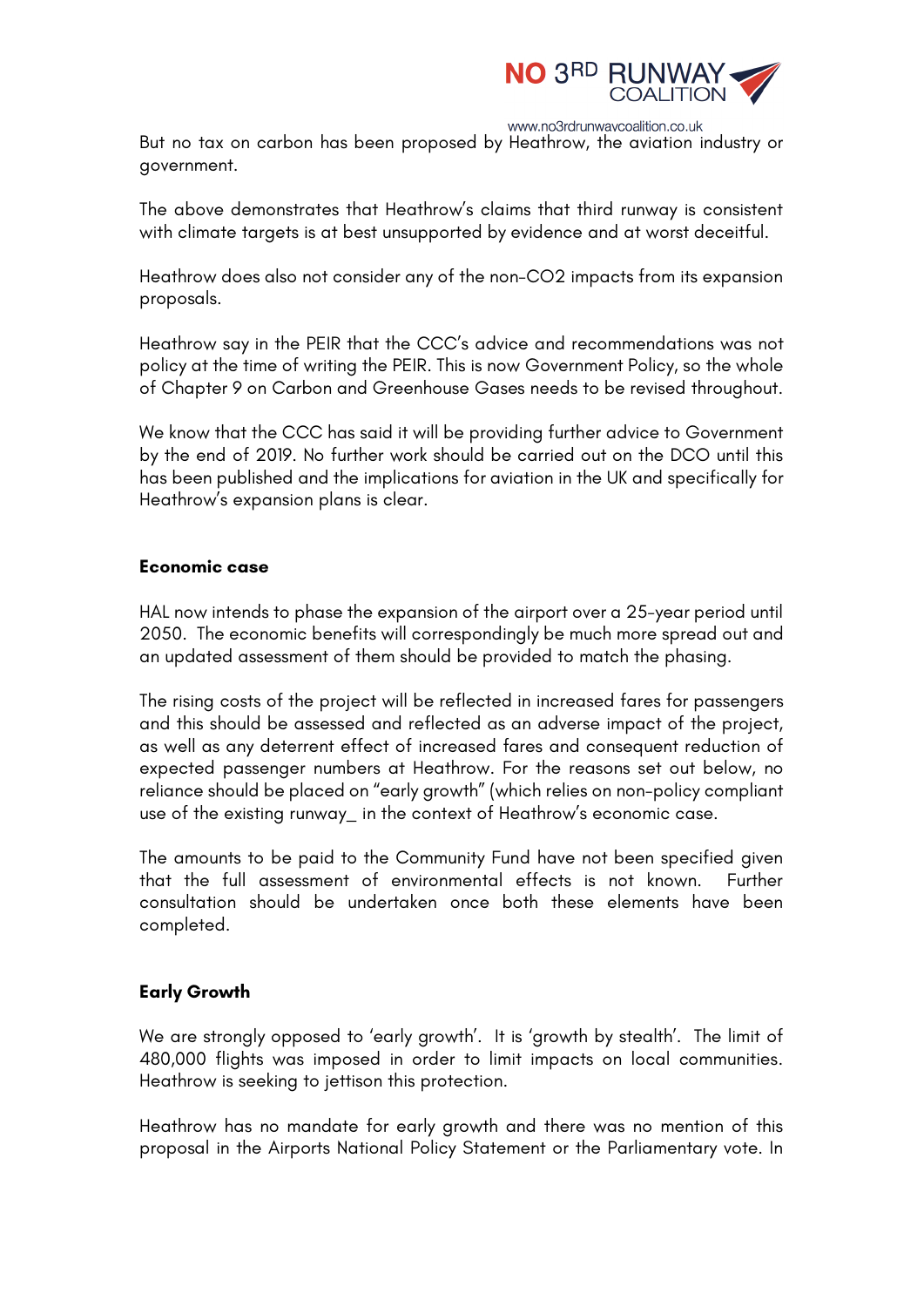But no tax on carbon has been proposed by Heathrow, the aviation industry or government.

The above demonstrates that Heathrow's claims that third runway is consistent with climate targets is at best unsupported by evidence and at worst deceitful.

Heathrow does also not consider any of the non-CO2 impacts from its expansion proposals.

Heathrow say in the PEIR that the CCC's advice and recommendations was not policy at the time of writing the PEIR. This is now Government Policy, so the whole of Chapter 9 on Carbon and Greenhouse Gases needs to be revised throughout.

We know that the CCC has said it will be providing further advice to Government by the end of 2019. No further work should be carried out on the DCO until this has been published and the implications for aviation in the UK and specifically for Heathrow's expansion plans is clear.

**Economic case**

HAL now intends to phase the expansion of the airport over a 25-year period until 2050. The economic benefits will correspondingly be much more spread out and an updated assessment of them should be provided to match the phasing.

The rising costs of the project will be reflected in increased fares for passengers and this should be assessed and reflected as an adverse impact of the project, as well as any deterrent effect of increased fares and consequent reduction of expected passenger numbers at Heathrow. For the reasons set out below, no reliance should be placed on "early growth" (which relies on non-policy compliant use of the existing runway_ in the context of Heathrow's economic case.

The amounts to be paid to the Community Fund have not been specified given that the full assessment of environmental effects is not known. Further consultation should be undertaken once both these elements have been completed.

**Early Growth**

We are strongly opposed to 'early growth'. It is 'growth by stealth'. The limit of 480,000 flights was imposed in order to limit impacts on local communities. Heathrow is seeking to jettison this protection.

Heathrow has no mandate for early growth and there was no mention of this proposal in the Airports National Policy Statement or the Parliamentary vote. In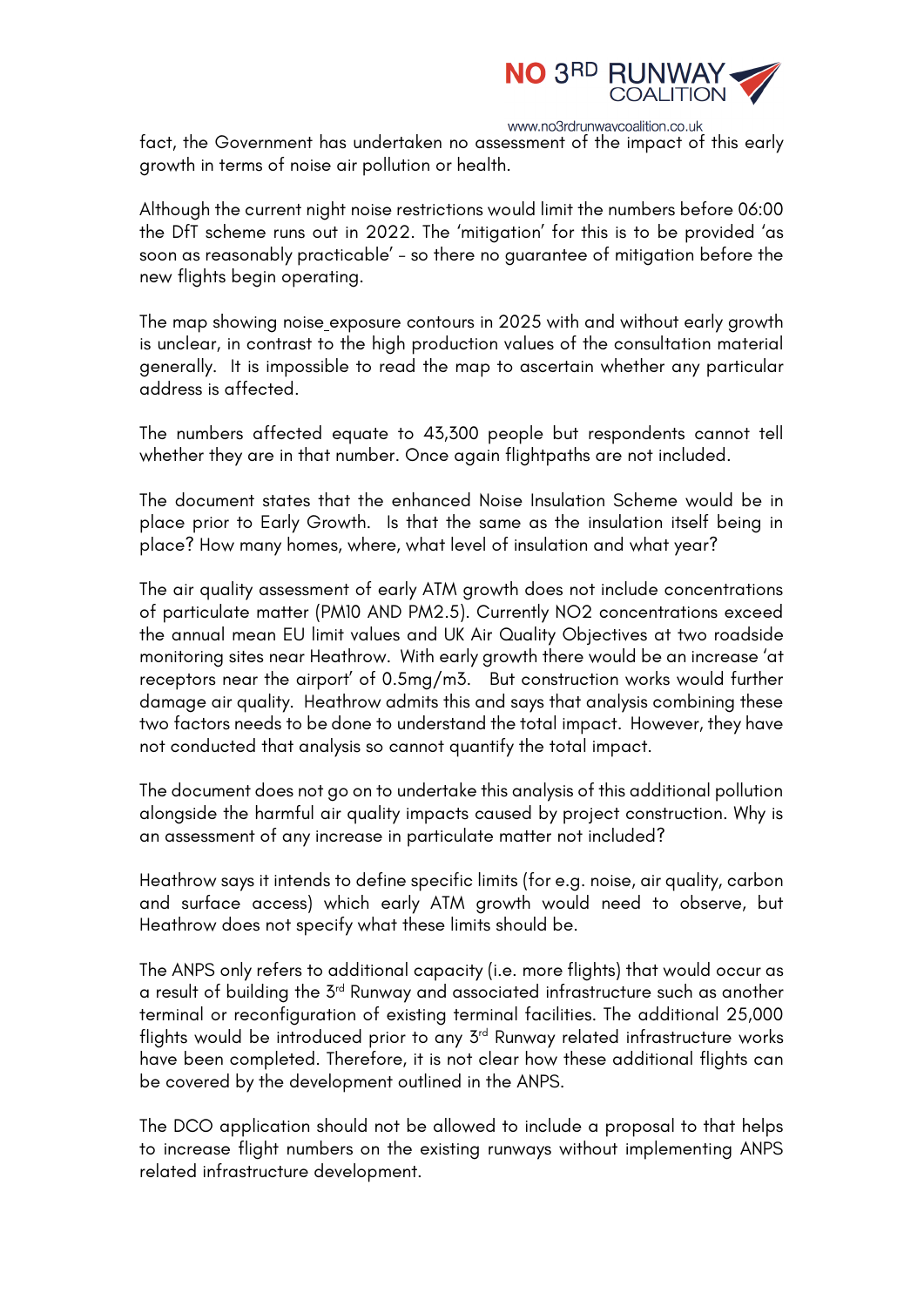fact, the Government has undertaken no assessment of the impact of this early growth in terms of noise air pollution or health.

Although the current night noise restrictions would limit the numbers before 06:00 the DfT scheme runs out in 2022. The 'mitigation' for this is to be provided 'as soon as reasonably practicable' - so there no guarantee of mitigation before the new flights begin operating.

The map showing noise exposure contours in 2025 with and without early growth is unclear, in contrast to the high production values of the consultation material generally. It is impossible to read the map to ascertain whether any particular address is affected.

The numbers affected equate to 43,300 people but respondents cannot tell whether they are in that number. Once again flightpaths are not included.

The document states that the enhanced Noise Insulation Scheme would be in place prior to Early Growth. Is that the same as the insulation itself being in place? How many homes, where, what level of insulation and what year?

The air quality assessment of early ATM growth does not include concentrations of particulate matter (PM10 AND PM2.5). Currently $NO_2$ concentrations exceed the annual mean EU limit values and UK Air Quality Objectives at two roadside monitoring sites near Heathrow. With early growth there would be an increase 'at receptors near the airport' of 0.5mg/m3. But construction works would further damage air quality. Heathrow admits this and says that analysis combining these two factors needs to be done to understand the total impact. However, they have not conducted that analysis so cannot quantify the total impact.

The document does not go on to undertake this analysis of this additional pollution alongside the harmful air quality impacts caused by project construction. Why is an assessment of any increase in particulate matter not included?

Heathrow says it intends to define specific limits (for e.g. noise, air quality, carbon and surface access) which early ATM growth would need to observe, but Heathrow does not specify what these limits should be.

The ANPS only refers to additional capacity (i.e. more flights) that would occur as a result of building the 3rd Runway and associated infrastructure such as another terminal or reconfiguration of existing terminal facilities. The additional 25,000 flights would be introduced prior to any 3rd Runway related infrastructure works have been completed. Therefore, it is not clear how these additional flights can be covered by the development outlined in the ANPS.

The DCO application should not be allowed to include a proposal to that helps to increase flight numbers on the existing runways without implementing ANPS related infrastructure development.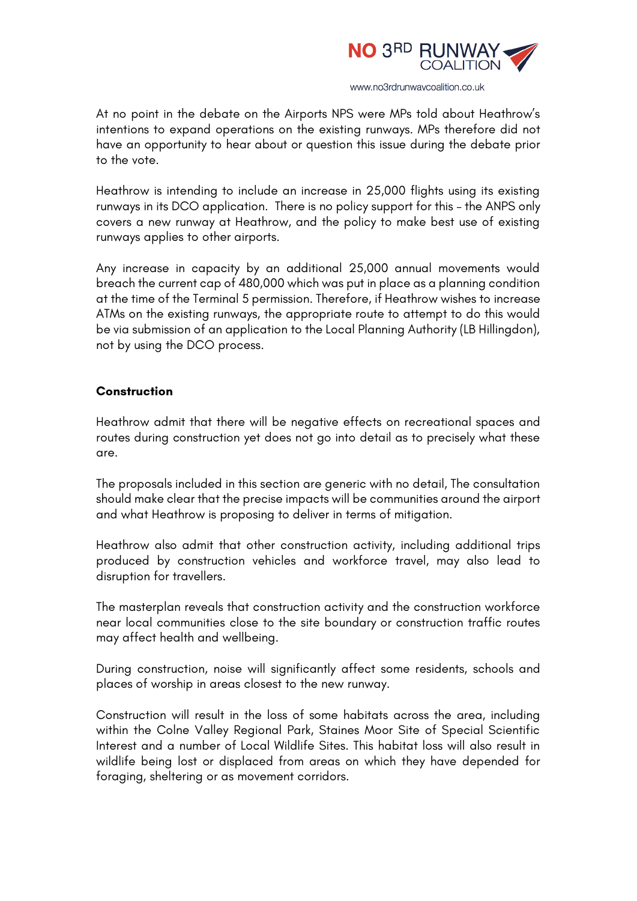At no point in the debate on the Airports NPS were MPs told about Heathrow's intentions to expand operations on the existing runways. MPs therefore did not have an opportunity to hear about or question this issue during the debate prior to the vote.

Heathrow is intending to include an increase in 25,000 flights using its existing runways in its DCO application. There is no policy support for this – the ANPS only covers a new runway at Heathrow, and the policy to make best use of existing runways applies to other airports.

Any increase in capacity by an additional 25,000 annual movements would breach the current cap of 480,000 which was put in place as a planning condition at the time of the Terminal 5 permission. Therefore, if Heathrow wishes to increase ATMs on the existing runways, the appropriate route to attempt to do this would be via submission of an application to the Local Planning Authority (LB Hillingdon), not by using the DCO process.

**Construction**

Heathrow admit that there will be negative effects on recreational spaces and routes during construction yet does not go into detail as to precisely what these are.

The proposals included in this section are generic with no detail, The consultation should make clear that the precise impacts will be communities around the airport and what Heathrow is proposing to deliver in terms of mitigation.

Heathrow also admit that other construction activity, including additional trips produced by construction vehicles and workforce travel, may also lead to disruption for travellers.

The masterplan reveals that construction activity and the construction workforce near local communities close to the site boundary or construction traffic routes may affect health and wellbeing.

During construction, noise will significantly affect some residents, schools and places of worship in areas closest to the new runway.

Construction will result in the loss of some habitats across the area, including within the Colne Valley Regional Park, Staines Moor Site of Special Scientific Interest and a number of Local Wildlife Sites. This habitat loss will also result in wildlife being lost or displaced from areas on which they have depended for foraging, sheltering or as movement corridors.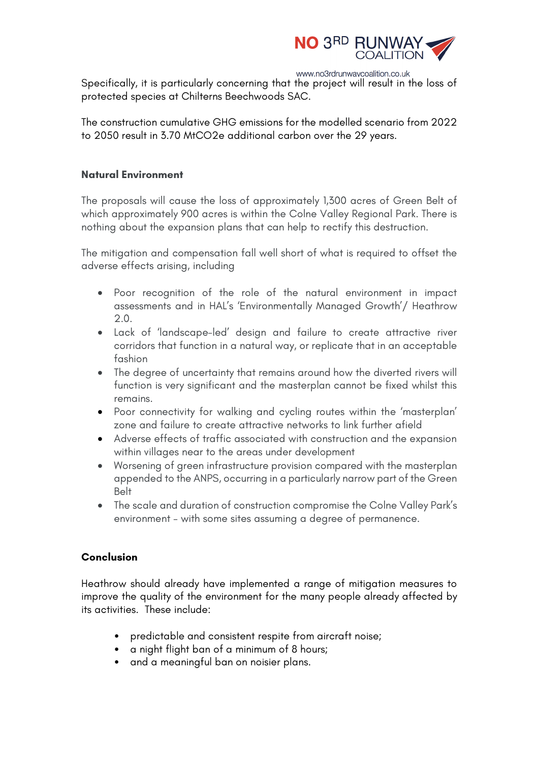Specifically, it is particularly concerning that the project will result in the loss of protected species at Chilterns Beechwoods SAC.

The construction cumulative GHG emissions for the modelled scenario from 2022 to 2050 result in 3.70 $MtCO_2e$ additional carbon over the 29 years.

**Natural Environment**

The proposals will cause the loss of approximately 1,300 acres of Green Belt of which approximately 900 acres is within the Colne Valley Regional Park. There is nothing about the expansion plans that can help to rectify this destruction.

The mitigation and compensation fall well short of what is required to offset the adverse effects arising, including

- Poor recognition of the role of the natural environment in impact assessments and in HAL's 'Environmentally Managed Growth'/ Heathrow 2.0.
- Lack of 'landscape-led' design and failure to create attractive river corridors that function in a natural way, or replicate that in an acceptable fashion
- The degree of uncertainty that remains around how the diverted rivers will function is very significant and the masterplan cannot be fixed whilst this remains.
- Poor connectivity for walking and cycling routes within the 'masterplan' zone and failure to create attractive networks to link further afield
- Adverse effects of traffic associated with construction and the expansion within villages near to the areas under development
- Worsening of green infrastructure provision compared with the masterplan appended to the ANPS, occurring in a particularly narrow part of the Green Belt
- The scale and duration of construction compromise the Colne Valley Park's environment – with some sites assuming a degree of permanence.

**Conclusion**

Heathrow should already have implemented a range of mitigation measures to improve the quality of the environment for the many people already affected by its activities. These include:

- predictable and consistent respite from aircraft noise;
- a night flight ban of a minimum of 8 hours;
- and a meaningful ban on noisier plans.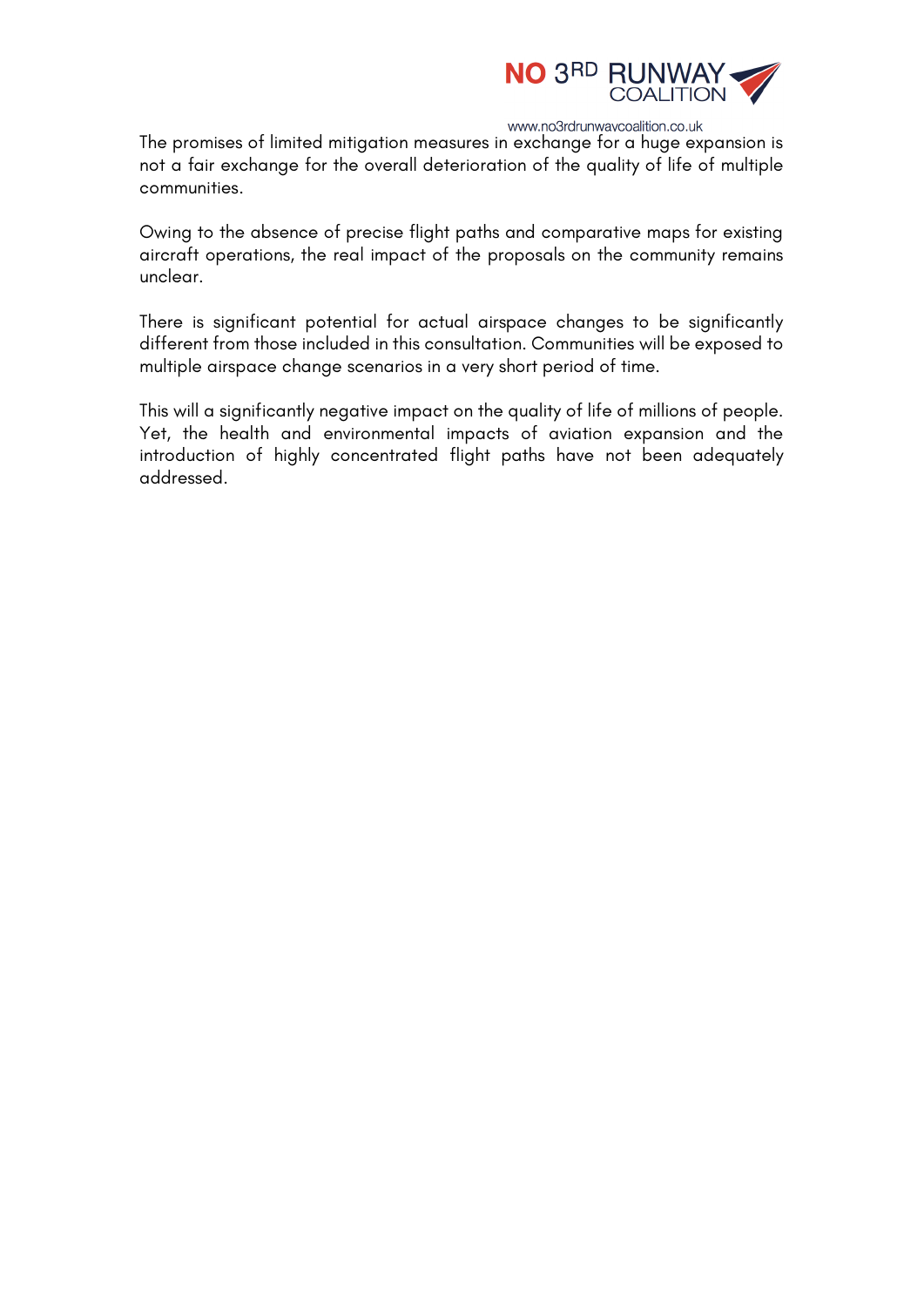The promises of limited mitigation measures in exchange for a huge expansion is not a fair exchange for the overall deterioration of the quality of life of multiple communities.

Owing to the absence of precise flight paths and comparative maps for existing aircraft operations, the real impact of the proposals on the community remains unclear.

There is significant potential for actual airspace changes to be significantly different from those included in this consultation. Communities will be exposed to multiple airspace change scenarios in a very short period of time.

This will a significantly negative impact on the quality of life of millions of people. Yet, the health and environmental impacts of aviation expansion and the introduction of highly concentrated flight paths have not been adequately addressed.